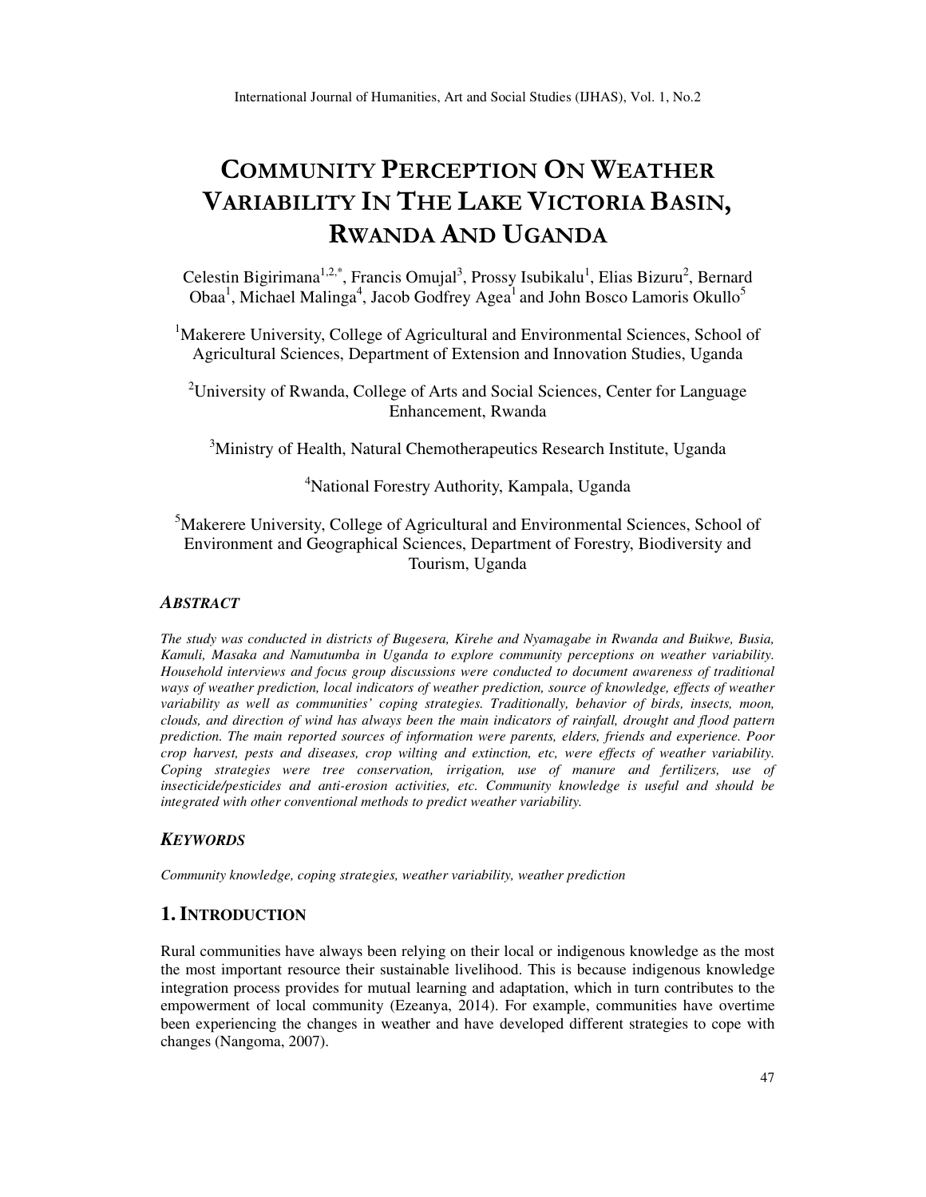# COMMUNITY PERCEPTION ON WEATHER VARIABILITY IN THE LAKE VICTORIA BASIN, RWANDA AND UGANDA

Celestin Bigirimana[1,2,*], Francis Omujal[3], Prossy Isubikalu[1], Elias Bizuru[2], Bernard Obaa[1], Michael Malinga[4], Jacob Godfrey Agea[1] and John Bosco Lamoris Okullo[5]

[1]Makerere University, College of Agricultural and Environmental Sciences, School of Agricultural Sciences, Department of Extension and Innovation Studies, Uganda

[2]University of Rwanda, College of Arts and Social Sciences, Center for Language Enhancement, Rwanda

[3]Ministry of Health, Natural Chemotherapeutics Research Institute, Uganda

[4]National Forestry Authority, Kampala, Uganda

[5]Makerere University, College of Agricultural and Environmental Sciences, School of Environment and Geographical Sciences, Department of Forestry, Biodiversity and Tourism, Uganda

## *ABSTRACT*

*The study was conducted in districts of Bugesera, Kirehe and Nyamagabe in Rwanda and Buikwe, Busia, Kamuli, Masaka and Namutumba in Uganda to explore community perceptions on weather variability. Household interviews and focus group discussions were conducted to document awareness of traditional ways of weather prediction, local indicators of weather prediction, source of knowledge, effects of weather variability as well as communities' coping strategies. Traditionally, behavior of birds, insects, moon, clouds, and direction of wind has always been the main indicators of rainfall, drought and flood pattern prediction. The main reported sources of information were parents, elders, friends and experience. Poor crop harvest, pests and diseases, crop wilting and extinction, etc, were effects of weather variability. Coping strategies were tree conservation, irrigation, use of manure and fertilizers, use of insecticide/pesticides and anti-erosion activities, etc. Community knowledge is useful and should be integrated with other conventional methods to predict weather variability.*

## *KEYWORDS*

*Community knowledge, coping strategies, weather variability, weather prediction*

## 1. INTRODUCTION

Rural communities have always been relying on their local or indigenous knowledge as the most the most important resource their sustainable livelihood. This is because indigenous knowledge integration process provides for mutual learning and adaptation, which in turn contributes to the empowerment of local community (Ezeanya, 2014). For example, communities have overtime been experiencing the changes in weather and have developed different strategies to cope with changes (Nangoma, 2007).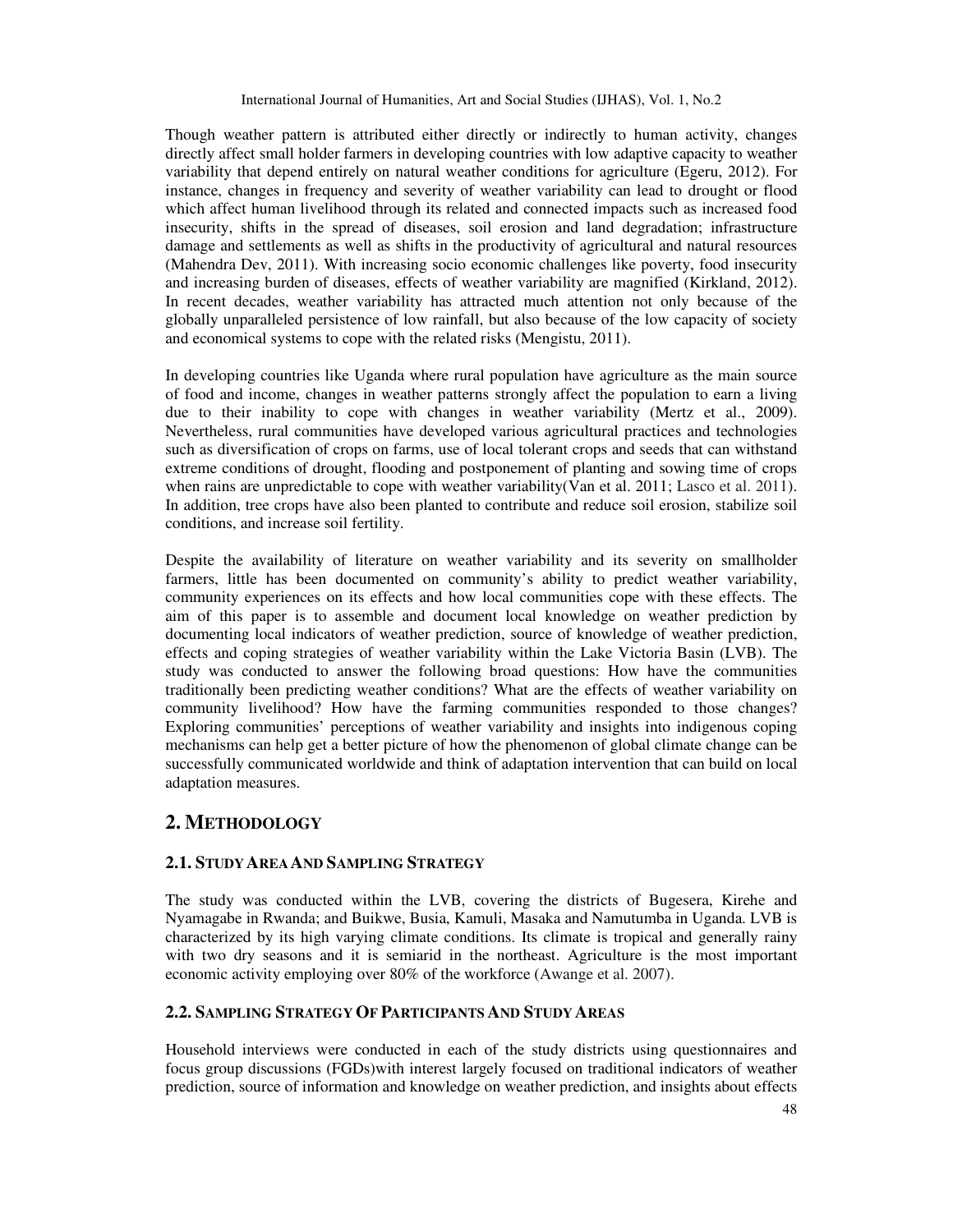Though weather pattern is attributed either directly or indirectly to human activity, changes directly affect small holder farmers in developing countries with low adaptive capacity to weather variability that depend entirely on natural weather conditions for agriculture (Egeru, 2012). For instance, changes in frequency and severity of weather variability can lead to drought or flood which affect human livelihood through its related and connected impacts such as increased food insecurity, shifts in the spread of diseases, soil erosion and land degradation; infrastructure damage and settlements as well as shifts in the productivity of agricultural and natural resources (Mahendra Dev, 2011). With increasing socio economic challenges like poverty, food insecurity and increasing burden of diseases, effects of weather variability are magnified (Kirkland, 2012). In recent decades, weather variability has attracted much attention not only because of the globally unparalleled persistence of low rainfall, but also because of the low capacity of society and economical systems to cope with the related risks (Mengistu, 2011).

In developing countries like Uganda where rural population have agriculture as the main source of food and income, changes in weather patterns strongly affect the population to earn a living due to their inability to cope with changes in weather variability (Mertz et al., 2009). Nevertheless, rural communities have developed various agricultural practices and technologies such as diversification of crops on farms, use of local tolerant crops and seeds that can withstand extreme conditions of drought, flooding and postponement of planting and sowing time of crops when rains are unpredictable to cope with weather variability(Van et al. 2011; Lasco et al. 2011). In addition, tree crops have also been planted to contribute and reduce soil erosion, stabilize soil conditions, and increase soil fertility.

Despite the availability of literature on weather variability and its severity on smallholder farmers, little has been documented on community's ability to predict weather variability, community experiences on its effects and how local communities cope with these effects. The aim of this paper is to assemble and document local knowledge on weather prediction by documenting local indicators of weather prediction, source of knowledge of weather prediction, effects and coping strategies of weather variability within the Lake Victoria Basin (LVB). The study was conducted to answer the following broad questions: How have the communities traditionally been predicting weather conditions? What are the effects of weather variability on community livelihood? How have the farming communities responded to those changes? Exploring communities' perceptions of weather variability and insights into indigenous coping mechanisms can help get a better picture of how the phenomenon of global climate change can be successfully communicated worldwide and think of adaptation intervention that can build on local adaptation measures.

## 2. Methodology

### 2.1. Study Area And Sampling Strategy

The study was conducted within the LVB, covering the districts of Bugesera, Kirehe and Nyamagabe in Rwanda; and Buikwe, Busia, Kamuli, Masaka and Namutumba in Uganda. LVB is characterized by its high varying climate conditions. Its climate is tropical and generally rainy with two dry seasons and it is semiarid in the northeast. Agriculture is the most important economic activity employing over 80% of the workforce (Awange et al. 2007).

### 2.2. Sampling Strategy Of Participants And Study Areas

Household interviews were conducted in each of the study districts using questionnaires and focus group discussions (FGDs)with interest largely focused on traditional indicators of weather prediction, source of information and knowledge on weather prediction, and insights about effects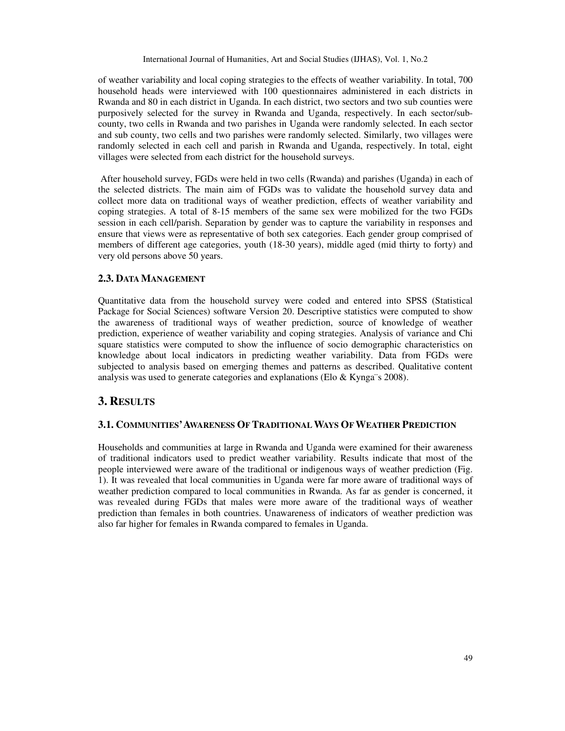of weather variability and local coping strategies to the effects of weather variability. In total, 700 household heads were interviewed with 100 questionnaires administered in each districts in Rwanda and 80 in each district in Uganda. In each district, two sectors and two sub counties were purposively selected for the survey in Rwanda and Uganda, respectively. In each sector/sub-county, two cells in Rwanda and two parishes in Uganda were randomly selected. In each sector and sub county, two cells and two parishes were randomly selected. Similarly, two villages were randomly selected in each cell and parish in Rwanda and Uganda, respectively. In total, eight villages were selected from each district for the household surveys.

After household survey, FGDs were held in two cells (Rwanda) and parishes (Uganda) in each of the selected districts. The main aim of FGDs was to validate the household survey data and collect more data on traditional ways of weather prediction, effects of weather variability and coping strategies. A total of 8-15 members of the same sex were mobilized for the two FGDs session in each cell/parish. Separation by gender was to capture the variability in responses and ensure that views were as representative of both sex categories. Each gender group comprised of members of different age categories, youth (18-30 years), middle aged (mid thirty to forty) and very old persons above 50 years.

### 2.3. Data Management

Quantitative data from the household survey were coded and entered into SPSS (Statistical Package for Social Sciences) software Version 20. Descriptive statistics were computed to show the awareness of traditional ways of weather prediction, source of knowledge of weather prediction, experience of weather variability and coping strategies. Analysis of variance and Chi square statistics were computed to show the influence of socio demographic characteristics on knowledge about local indicators in predicting weather variability. Data from FGDs were subjected to analysis based on emerging themes and patterns as described. Qualitative content analysis was used to generate categories and explanations (Elo & Kynga¨s 2008).

## 3. Results

### 3.1. Communities' Awareness Of Traditional Ways Of Weather Prediction

Households and communities at large in Rwanda and Uganda were examined for their awareness of traditional indicators used to predict weather variability. Results indicate that most of the people interviewed were aware of the traditional or indigenous ways of weather prediction (Fig. 1). It was revealed that local communities in Uganda were far more aware of traditional ways of weather prediction compared to local communities in Rwanda. As far as gender is concerned, it was revealed during FGDs that males were more aware of the traditional ways of weather prediction than females in both countries. Unawareness of indicators of weather prediction was also far higher for females in Rwanda compared to females in Uganda.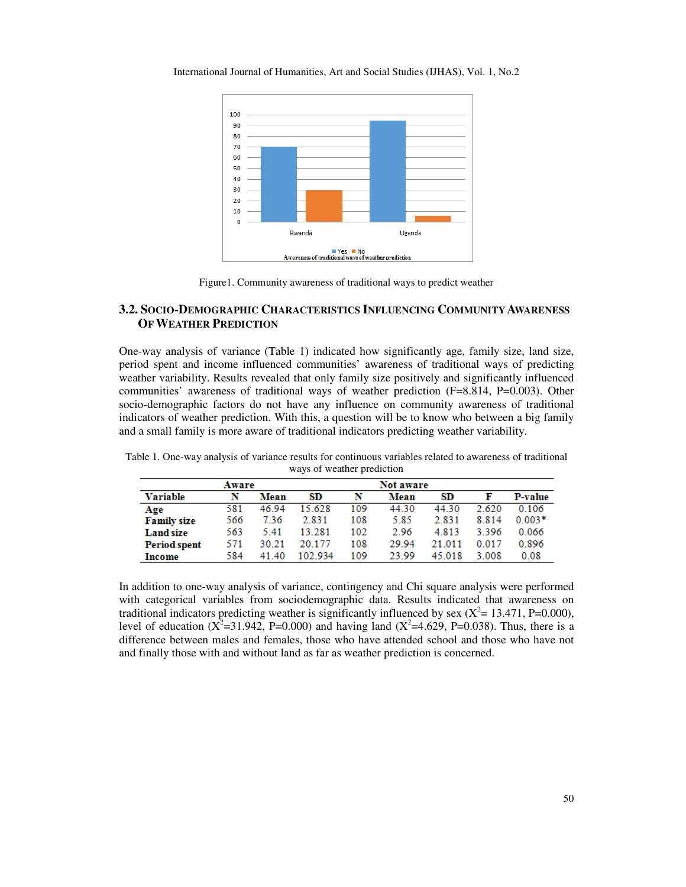Figure1. Community awareness of traditional ways to predict weather

### 3.2. Socio-Demographic Characteristics Influencing Community Awareness Of Weather Prediction

One-way analysis of variance (Table 1) indicated how significantly age, family size, land size, period spent and income influenced communities' awareness of traditional ways of predicting weather variability. Results revealed that only family size positively and significantly influenced communities' awareness of traditional ways of weather prediction (F=8.814, P=0.003). Other socio-demographic factors do not have any influence on community awareness of traditional indicators of weather prediction. With this, a question will be to know who between a big family and a small family is more aware of traditional indicators predicting weather variability.

Table 1. One-way analysis of variance results for continuous variables related to awareness of traditional ways of weather prediction

| | Aware | | | Not aware | | | | |
|---|---|---|---|---|---|---|---|---|
| **Variable** | **N** | **Mean** | **SD** | **N** | **Mean** | **SD** | **F** | **P-value** |
| **Age** | 581 | 46.94 | 15.628 | 109 | 44.30 | 44.30 | 2.620 | 0.106 |
| **Family size** | 566 | 7.36 | 2.831 | 108 | 5.85 | 2.831 | 8.814 | 0.003* |
| **Land size** | 563 | 5.41 | 13.281 | 102 | 2.96 | 4.813 | 3.396 | 0.066 |
| **Period spent** | 571 | 30.21 | 20.177 | 108 | 29.94 | 21.011 | 0.017 | 0.896 |
| **Income** | 584 | 41.40 | 102.934 | 109 | 23.99 | 45.018 | 3.008 | 0.08 |

In addition to one-way analysis of variance, contingency and Chi square analysis were performed with categorical variables from sociodemographic data. Results indicated that awareness on traditional indicators predicting weather is significantly influenced by sex ($X^2$= 13.471, P=0.000), level of education ($X^2$=31.942, P=0.000) and having land ($X^2$=4.629, P=0.038). Thus, there is a difference between males and females, those who have attended school and those who have not and finally those with and without land as far as weather prediction is concerned.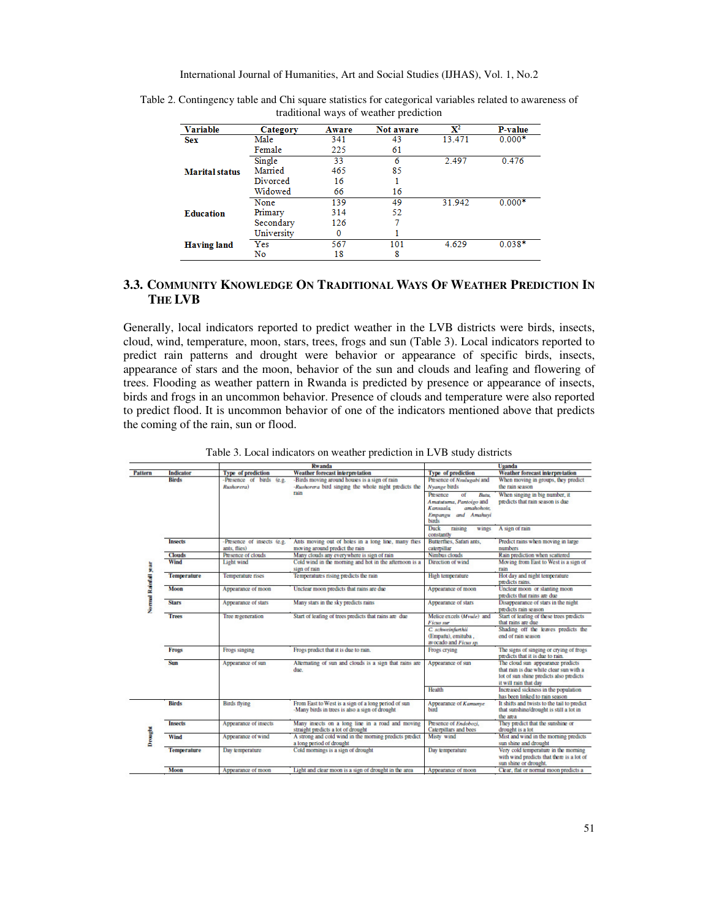Table 2. Contingency table and Chi square statistics for categorical variables related to awareness of traditional ways of weather prediction

| Variable | Category | Aware | Not aware | $X^2$ | P-value |
|---|---|---|---|---|---|
| **Sex** | Male | 341 | 43 | 13.471 | 0.000* |
| | Female | 225 | 61 | | |
| **Marital status** | Single | 33 | 6 | 2.497 | 0.476 |
| | Married | 465 | 85 | | |
| | Divorced | 16 | 1 | | |
| | Widowed | 66 | 16 | | |
| **Education** | None | 139 | 49 | 31.942 | 0.000* |
| | Primary | 314 | 52 | | |
| | Secondary | 126 | 7 | | |
| | University | 0 | 1 | | |
| **Having land** | Yes | 567 | 101 | 4.629 | 0.038* |
| | No | 18 | 8 | | |

## 3.3. Community Knowledge On Traditional Ways Of Weather Prediction In The LVB

Generally, local indicators reported to predict weather in the LVB districts were birds, insects, cloud, wind, temperature, moon, stars, trees, frogs and sun (Table 3). Local indicators reported to predict rain patterns and drought were behavior or appearance of specific birds, insects, appearance of stars and the moon, behavior of the sun and clouds and leafing and flowering of trees. Flooding as weather pattern in Rwanda is predicted by presence or appearance of insects, birds and frogs in an uncommon behavior. Presence of clouds and temperature were also reported to predict flood. It is uncommon behavior of one of the indicators mentioned above that predicts the coming of the rain, sun or flood.

Table 3. Local indicators on weather prediction in LVB study districts

| Pattern | Indicator | Rwanda | | Uganda | |
|---|---|---|---|---|---|
| | | Type of prediction | Weather forecast interpretation | Type of prediction | Weather forecast interpretation |
| Normal Rainfall year | **Birds** | -Presence of birds (e.g. *Rushorera*) | -Birds moving around houses is a sign of rain<br>-*Rushorera* bird singing the whole night predicts the rain | Presence of *Nsulugabi* and *Nyange* birds | When moving in groups, they predict the rain season |
| | | | | Presence of *Butu, Amatuuma, Pantoigo* and *Kansaala, amahohote, Empangu* and *Amahuyi* birds | When singing in big number, it predicts that rain season is due |
| | | | | Duck raising wings constantly | A sign of rain |
| | **Insects** | -Presence of insects (e.g. ants, flies) | Ants moving out of holes in a long line, many flies moving around predict the rain | Butterflies, Safari ants, caterpillar | Predict rains when moving in large numbers |
| | **Clouds** | Presence of clouds | Many clouds any everywhere is sign of rain | Nimbus clouds | Rain prediction when scattered |
| | **Wind** | Light wind | Cold wind in the morning and hot in the afternoon is a sign of rain | Direction of wind | Moving from East to West is a sign of rain |
| | **Temperature** | Temperature rises | Temperatures rising predicts the rain | High temperature | Hot day and night temperature predicts rains. |
| | **Moon** | Appearance of moon | Unclear moon predicts that rains are due | Appearance of moon | Unclear moon or slanting moon predicts that rains are due |
| | **Stars** | Appearance of stars | Many stars in the sky predicts rains | Appearance of stars | Disappearance of stars in the night predicts rain season |
| | **Trees** | Tree regeneration | Start of leafing of trees predicts that rains are due | Melice excels (*Mvule*) and *Ficus sur* | Start of leafing of these trees predicts that rains are due |
| | | | | *C. schweinfurthii* (Empafu), emituba , avocado and *Ficus sp.* | Shading off the leaves predicts the end of rain season |
| | **Frogs** | Frogs singing | Frogs predict that it is due to rain. | Frogs crying | The signs of singing or crying of frogs predicts that it is due to rain. |
| | **Sun** | Appearance of sun | Alternating of sun and clouds is a sign that rains are due. | Appearance of sun | The cloud sun appearance predicts that rain is due while clear sun with a lot of sun shine predicts also predicts it will rain that day |
| | | | | Health | Increased sickness in the population has been linked to rain season |
| Drought | **Birds** | Birds flying | From East to West is a sign of a long period of sun<br>-Many birds in trees is also a sign of drought | Appearance of *Kamunye* bird | It shifts and twists to the tail to predict that sunshine/drought is still a lot in the area |
| | **Insects** | Appearance of insects | Many insects on a long line in a road and moving straight predicts a lot of drought | Presence of *Endobozi*, Caterpillars and bees | They predict that the sunshine or drought is a lot |
| | **Wind** | Appearance of wind | A strong and cold wind in the morning predicts predict a long period of drought | Misty wind | Mist and wind in the morning predicts sun shine and drought |
| | **Temperature** | Day temperature | Cold mornings is a sign of drought | Day temperature | Very cold temperature in the morning with wind predicts that there is a lot of sun shine or drought. |
| | **Moon** | Appearance of moon | Light and clear moon is a sign of drought in the area | Appearance of moon | Clear, flat or normal moon predicts a |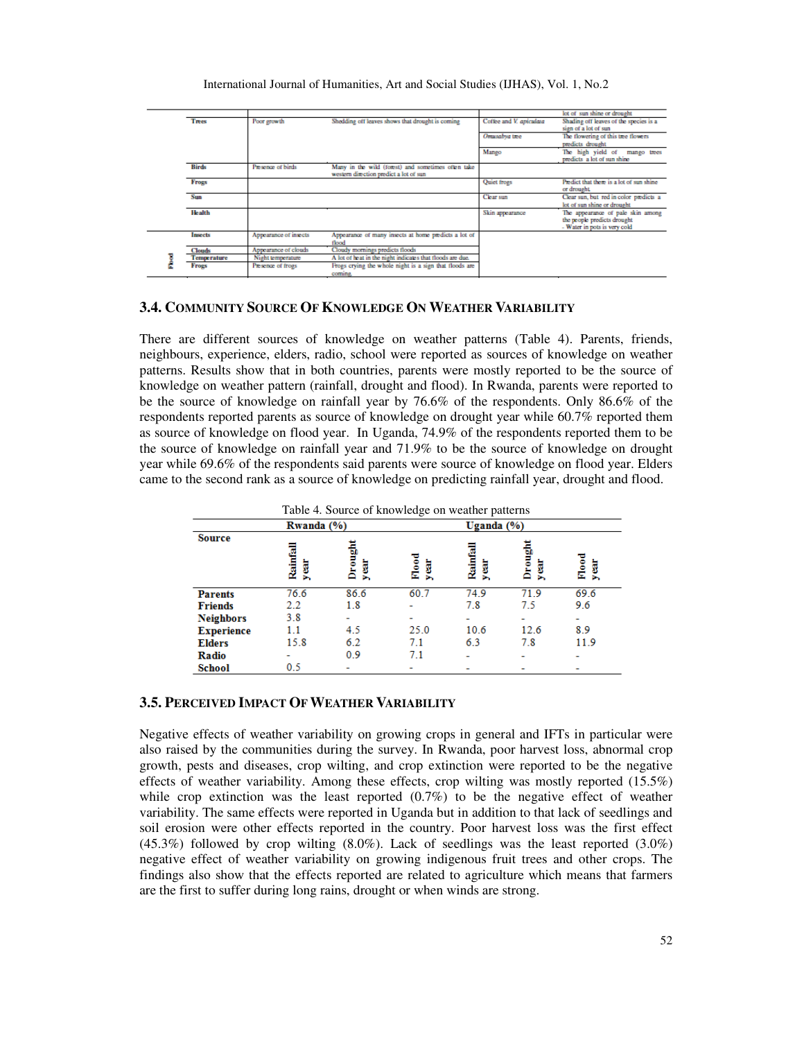|  |  |  |  |  |  |
|---|---|---|---|---|---|
|  |  |  |  |  | lot of sun shine or drought |
|  | **Trees** | Poor growth | Shedding off leaves shows that drought is coming | Coffee and *V. apiculata* | Shading off leaves of the species is a sign of a lot of sun |
|  |  |  |  | *Omusabya* tree | The flowering of this tree flowers predicts drought |
|  |  |  |  | Mango | The high yield of mango trees predicts a lot of sun shine |
|  | **Birds** | Presence of birds | Many in the wild (forest) and sometimes often take western direction predict a lot of sun |  |  |
|  | **Frogs** |  |  | Quiet frogs | Predict that there is a lot of sun shine or drought |
|  | **Sun** |  |  | Clear sun | Clear sun, but red in color predicts a lot of sun shine or drought |
|  | **Health** |  |  | Skin appearance | The appearance of pale skin among the people predicts drought<br>- Water in pots is very cold |
| **Flood** | **Insects** | Appearance of insects | Appearance of many insects at home predicts a lot of flood |  |  |
|  | **Clouds** | Appearance of clouds | Cloudy mornings predicts floods |  |  |
|  | **Temperature** | Night temperature | A lot of heat in the night indicates that floods are due |  |  |
|  | **Frogs** | Presence of frogs | Frogs crying the whole night is a sign that floods are coming |  |  |

### 3.4. Community Source Of Knowledge On Weather Variability

There are different sources of knowledge on weather patterns (Table 4). Parents, friends, neighbours, experience, elders, radio, school were reported as sources of knowledge on weather patterns. Results show that in both countries, parents were mostly reported to be the source of knowledge on weather pattern (rainfall, drought and flood). In Rwanda, parents were reported to be the source of knowledge on rainfall year by 76.6% of the respondents. Only 86.6% of the respondents reported parents as source of knowledge on drought year while 60.7% reported them as source of knowledge on flood year. In Uganda, 74.9% of the respondents reported them to be the source of knowledge on rainfall year and 71.9% to be the source of knowledge on drought year while 69.6% of the respondents said parents were source of knowledge on flood year. Elders came to the second rank as a source of knowledge on predicting rainfall year, drought and flood.

Table 4. Source of knowledge on weather patterns

| Source | Rwanda (%) | | | Uganda (%) | | |
|---|---|---|---|---|---|---|
| | Rainfall year | Drought year | Flood year | Rainfall year | Drought year | Flood year |
| **Parents** | 76.6 | 86.6 | 60.7 | 74.9 | 71.9 | 69.6 |
| **Friends** | 2.2 | 1.8 | - | 7.8 | 7.5 | 9.6 |
| **Neighbors** | 3.8 | - | - | - | - | - |
| **Experience** | 1.1 | 4.5 | 25.0 | 10.6 | 12.6 | 8.9 |
| **Elders** | 15.8 | 6.2 | 7.1 | 6.3 | 7.8 | 11.9 |
| **Radio** | - | 0.9 | 7.1 | - | - | - |
| **School** | 0.5 | - | - | - | - | - |

### 3.5. Perceived Impact Of Weather Variability

Negative effects of weather variability on growing crops in general and IFTs in particular were also raised by the communities during the survey. In Rwanda, poor harvest loss, abnormal crop growth, pests and diseases, crop wilting, and crop extinction were reported to be the negative effects of weather variability. Among these effects, crop wilting was mostly reported (15.5%) while crop extinction was the least reported (0.7%) to be the negative effect of weather variability. The same effects were reported in Uganda but in addition to that lack of seedlings and soil erosion were other effects reported in the country. Poor harvest loss was the first effect (45.3%) followed by crop wilting (8.0%). Lack of seedlings was the least reported (3.0%) negative effect of weather variability on growing indigenous fruit trees and other crops. The findings also show that the effects reported are related to agriculture which means that farmers are the first to suffer during long rains, drought or when winds are strong.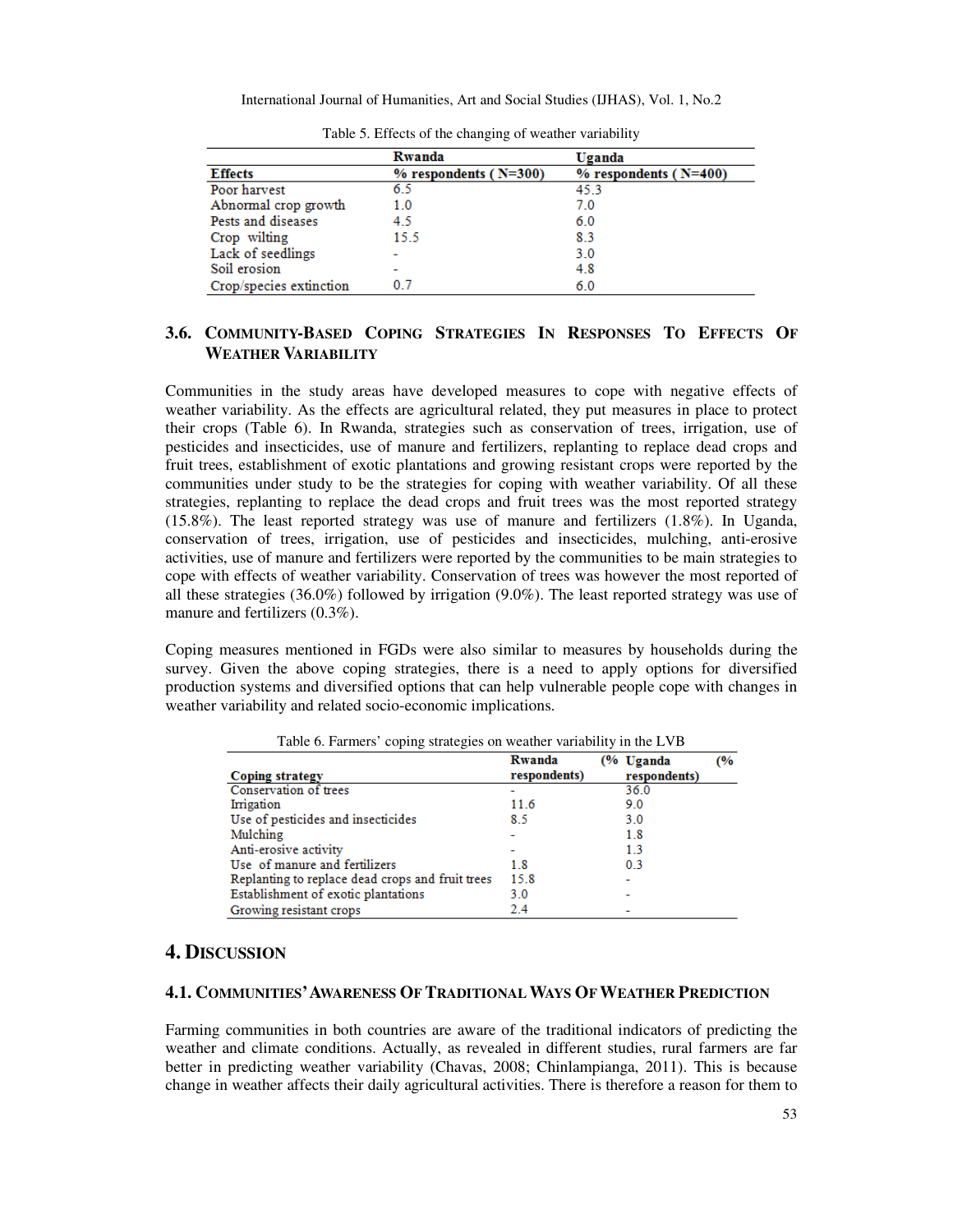Table 5. Effects of the changing of weather variability

| | Rwanda | Uganda |
|---|---|---|
| Effects | % respondents ( N=300) | % respondents ( N=400) |
| Poor harvest | 6.5 | 45.3 |
| Abnormal crop growth | 1.0 | 7.0 |
| Pests and diseases | 4.5 | 6.0 |
| Crop wilting | 15.5 | 8.3 |
| Lack of seedlings | - | 3.0 |
| Soil erosion | - | 4.8 |
| Crop/species extinction | 0.7 | 6.0 |

### 3.6. Community-Based Coping Strategies In Responses To Effects Of Weather Variability

Communities in the study areas have developed measures to cope with negative effects of weather variability. As the effects are agricultural related, they put measures in place to protect their crops (Table 6). In Rwanda, strategies such as conservation of trees, irrigation, use of pesticides and insecticides, use of manure and fertilizers, replanting to replace dead crops and fruit trees, establishment of exotic plantations and growing resistant crops were reported by the communities under study to be the strategies for coping with weather variability. Of all these strategies, replanting to replace the dead crops and fruit trees was the most reported strategy (15.8%). The least reported strategy was use of manure and fertilizers (1.8%). In Uganda, conservation of trees, irrigation, use of pesticides and insecticides, mulching, anti-erosive activities, use of manure and fertilizers were reported by the communities to be main strategies to cope with effects of weather variability. Conservation of trees was however the most reported of all these strategies (36.0%) followed by irrigation (9.0%). The least reported strategy was use of manure and fertilizers (0.3%).

Coping measures mentioned in FGDs were also similar to measures by households during the survey. Given the above coping strategies, there is a need to apply options for diversified production systems and diversified options that can help vulnerable people cope with changes in weather variability and related socio-economic implications.

Table 6. Farmers' coping strategies on weather variability in the LVB

| Coping strategy | Rwanda (% respondents) | Uganda (% respondents) |
|---|---|---|
| Conservation of trees | - | 36.0 |
| Irrigation | 11.6 | 9.0 |
| Use of pesticides and insecticides | 8.5 | 3.0 |
| Mulching | - | 1.8 |
| Anti-erosive activity | - | 1.3 |
| Use of manure and fertilizers | 1.8 | 0.3 |
| Replanting to replace dead crops and fruit trees | 15.8 | - |
| Establishment of exotic plantations | 3.0 | - |
| Growing resistant crops | 2.4 | - |

## 4. Discussion

### 4.1. Communities' Awareness Of Traditional Ways Of Weather Prediction

Farming communities in both countries are aware of the traditional indicators of predicting the weather and climate conditions. Actually, as revealed in different studies, rural farmers are far better in predicting weather variability (Chavas, 2008; Chinlampianga, 2011). This is because change in weather affects their daily agricultural activities. There is therefore a reason for them to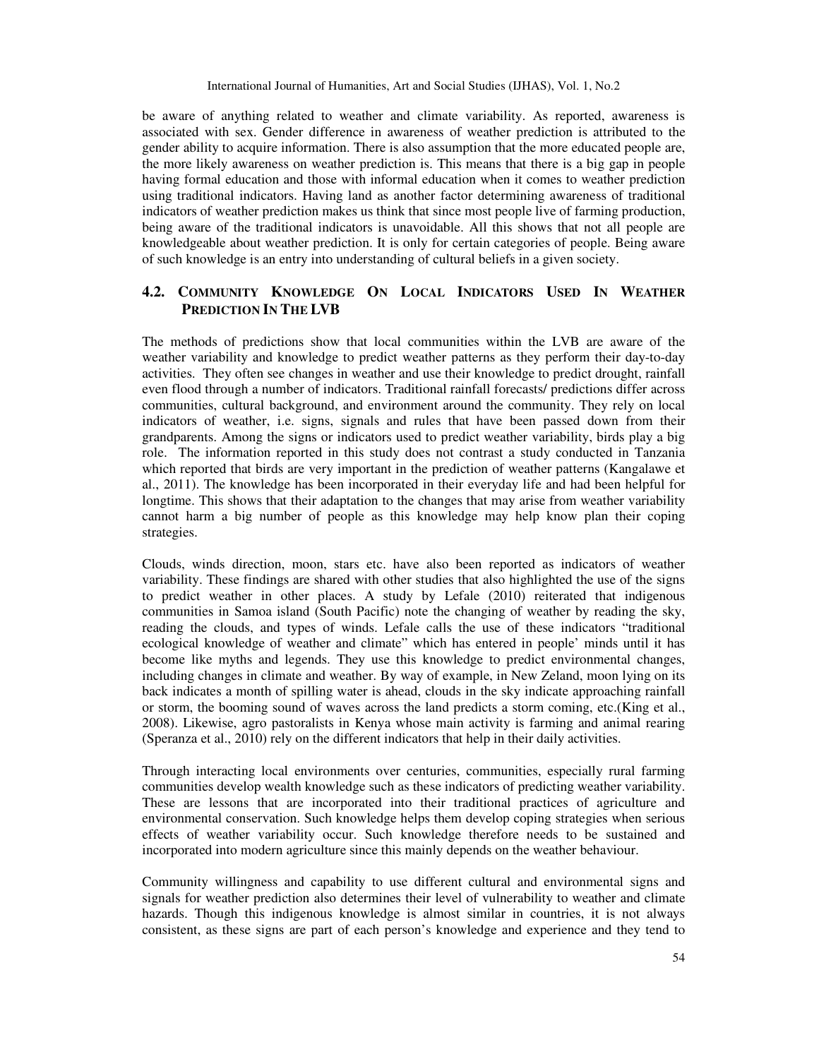be aware of anything related to weather and climate variability. As reported, awareness is associated with sex. Gender difference in awareness of weather prediction is attributed to the gender ability to acquire information. There is also assumption that the more educated people are, the more likely awareness on weather prediction is. This means that there is a big gap in people having formal education and those with informal education when it comes to weather prediction using traditional indicators. Having land as another factor determining awareness of traditional indicators of weather prediction makes us think that since most people live of farming production, being aware of the traditional indicators is unavoidable. All this shows that not all people are knowledgeable about weather prediction. It is only for certain categories of people. Being aware of such knowledge is an entry into understanding of cultural beliefs in a given society.

## 4.2. Community Knowledge On Local Indicators Used In Weather Prediction In The LVB

The methods of predictions show that local communities within the LVB are aware of the weather variability and knowledge to predict weather patterns as they perform their day-to-day activities. They often see changes in weather and use their knowledge to predict drought, rainfall even flood through a number of indicators. Traditional rainfall forecasts/ predictions differ across communities, cultural background, and environment around the community. They rely on local indicators of weather, i.e. signs, signals and rules that have been passed down from their grandparents. Among the signs or indicators used to predict weather variability, birds play a big role. The information reported in this study does not contrast a study conducted in Tanzania which reported that birds are very important in the prediction of weather patterns (Kangalawe et al., 2011). The knowledge has been incorporated in their everyday life and had been helpful for longtime. This shows that their adaptation to the changes that may arise from weather variability cannot harm a big number of people as this knowledge may help know plan their coping strategies.

Clouds, winds direction, moon, stars etc. have also been reported as indicators of weather variability. These findings are shared with other studies that also highlighted the use of the signs to predict weather in other places. A study by Lefale (2010) reiterated that indigenous communities in Samoa island (South Pacific) note the changing of weather by reading the sky, reading the clouds, and types of winds. Lefale calls the use of these indicators "traditional ecological knowledge of weather and climate" which has entered in people' minds until it has become like myths and legends. They use this knowledge to predict environmental changes, including changes in climate and weather. By way of example, in New Zeland, moon lying on its back indicates a month of spilling water is ahead, clouds in the sky indicate approaching rainfall or storm, the booming sound of waves across the land predicts a storm coming, etc.(King et al., 2008). Likewise, agro pastoralists in Kenya whose main activity is farming and animal rearing (Speranza et al., 2010) rely on the different indicators that help in their daily activities.

Through interacting local environments over centuries, communities, especially rural farming communities develop wealth knowledge such as these indicators of predicting weather variability. These are lessons that are incorporated into their traditional practices of agriculture and environmental conservation. Such knowledge helps them develop coping strategies when serious effects of weather variability occur. Such knowledge therefore needs to be sustained and incorporated into modern agriculture since this mainly depends on the weather behaviour.

Community willingness and capability to use different cultural and environmental signs and signals for weather prediction also determines their level of vulnerability to weather and climate hazards. Though this indigenous knowledge is almost similar in countries, it is not always consistent, as these signs are part of each person's knowledge and experience and they tend to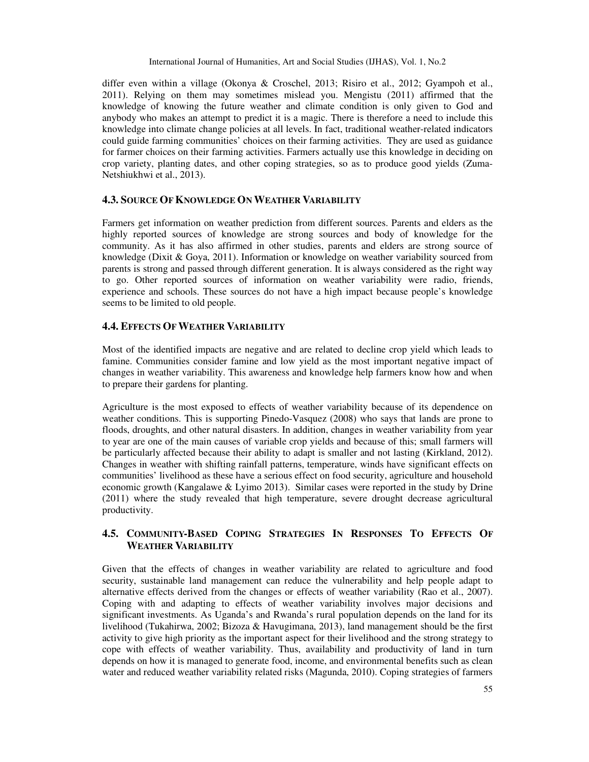differ even within a village (Okonya & Croschel, 2013; Risiro et al., 2012; Gyampoh et al., 2011). Relying on them may sometimes mislead you. Mengistu (2011) affirmed that the knowledge of knowing the future weather and climate condition is only given to God and anybody who makes an attempt to predict it is a magic. There is therefore a need to include this knowledge into climate change policies at all levels. In fact, traditional weather-related indicators could guide farming communities' choices on their farming activities. They are used as guidance for farmer choices on their farming activities. Farmers actually use this knowledge in deciding on crop variety, planting dates, and other coping strategies, so as to produce good yields (Zuma-Netshiukhwi et al., 2013).

### 4.3. Source Of Knowledge On Weather Variability

Farmers get information on weather prediction from different sources. Parents and elders as the highly reported sources of knowledge are strong sources and body of knowledge for the community. As it has also affirmed in other studies, parents and elders are strong source of knowledge (Dixit & Goya, 2011). Information or knowledge on weather variability sourced from parents is strong and passed through different generation. It is always considered as the right way to go. Other reported sources of information on weather variability were radio, friends, experience and schools. These sources do not have a high impact because people's knowledge seems to be limited to old people.

### 4.4. Effects Of Weather Variability

Most of the identified impacts are negative and are related to decline crop yield which leads to famine. Communities consider famine and low yield as the most important negative impact of changes in weather variability. This awareness and knowledge help farmers know how and when to prepare their gardens for planting.

Agriculture is the most exposed to effects of weather variability because of its dependence on weather conditions. This is supporting Pinedo-Vasquez (2008) who says that lands are prone to floods, droughts, and other natural disasters. In addition, changes in weather variability from year to year are one of the main causes of variable crop yields and because of this; small farmers will be particularly affected because their ability to adapt is smaller and not lasting (Kirkland, 2012). Changes in weather with shifting rainfall patterns, temperature, winds have significant effects on communities' livelihood as these have a serious effect on food security, agriculture and household economic growth (Kangalawe & Lyimo 2013). Similar cases were reported in the study by Drine (2011) where the study revealed that high temperature, severe drought decrease agricultural productivity.

### 4.5. Community-Based Coping Strategies In Responses To Effects Of Weather Variability

Given that the effects of changes in weather variability are related to agriculture and food security, sustainable land management can reduce the vulnerability and help people adapt to alternative effects derived from the changes or effects of weather variability (Rao et al., 2007). Coping with and adapting to effects of weather variability involves major decisions and significant investments. As Uganda's and Rwanda's rural population depends on the land for its livelihood (Tukahirwa, 2002; Bizoza & Havugimana, 2013), land management should be the first activity to give high priority as the important aspect for their livelihood and the strong strategy to cope with effects of weather variability. Thus, availability and productivity of land in turn depends on how it is managed to generate food, income, and environmental benefits such as clean water and reduced weather variability related risks (Magunda, 2010). Coping strategies of farmers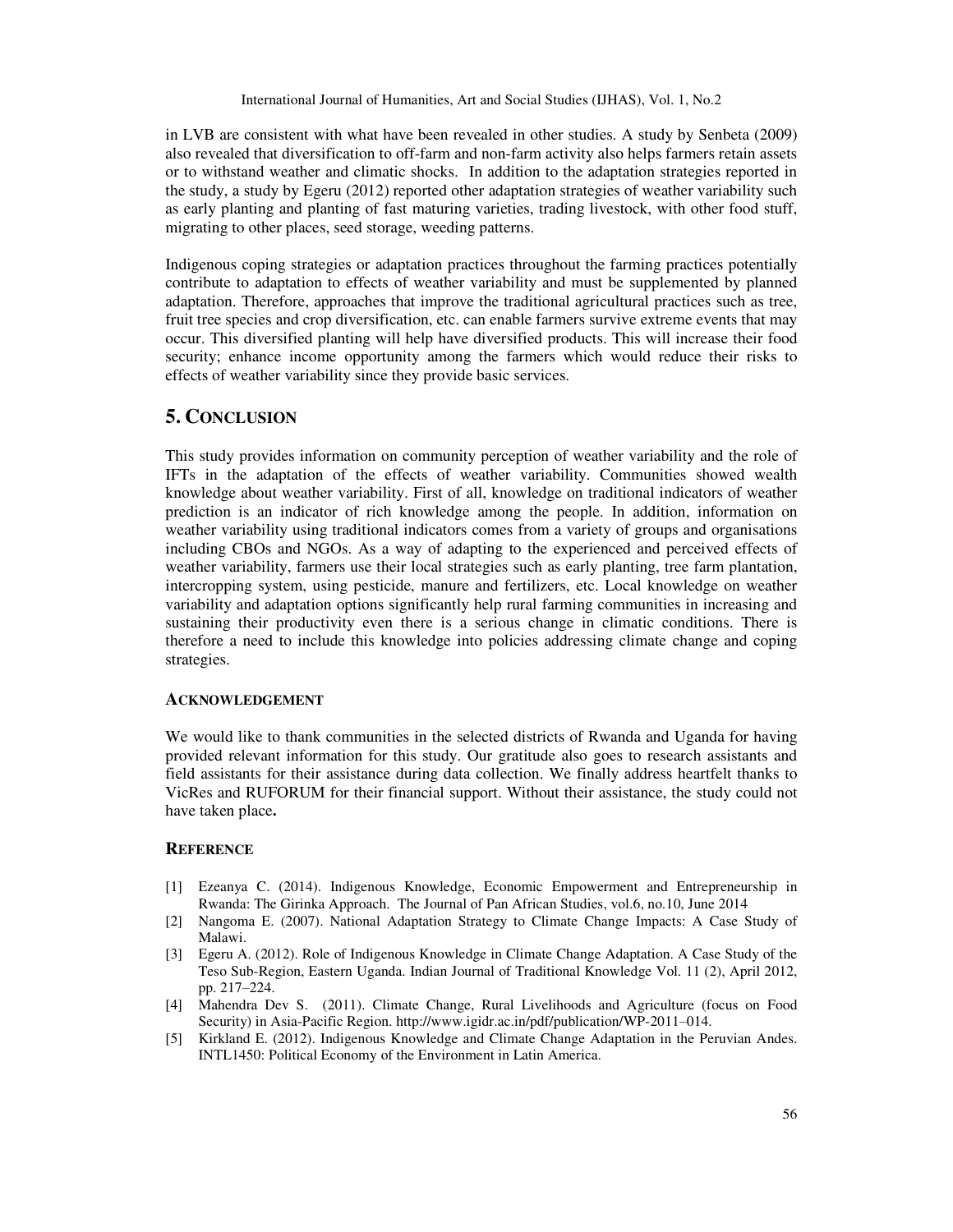in LVB are consistent with what have been revealed in other studies. A study by Senbeta (2009) also revealed that diversification to off-farm and non-farm activity also helps farmers retain assets or to withstand weather and climatic shocks. In addition to the adaptation strategies reported in the study, a study by Egeru (2012) reported other adaptation strategies of weather variability such as early planting and planting of fast maturing varieties, trading livestock, with other food stuff, migrating to other places, seed storage, weeding patterns.

Indigenous coping strategies or adaptation practices throughout the farming practices potentially contribute to adaptation to effects of weather variability and must be supplemented by planned adaptation. Therefore, approaches that improve the traditional agricultural practices such as tree, fruit tree species and crop diversification, etc. can enable farmers survive extreme events that may occur. This diversified planting will help have diversified products. This will increase their food security; enhance income opportunity among the farmers which would reduce their risks to effects of weather variability since they provide basic services.

## 5. Conclusion

This study provides information on community perception of weather variability and the role of IFTs in the adaptation of the effects of weather variability. Communities showed wealth knowledge about weather variability. First of all, knowledge on traditional indicators of weather prediction is an indicator of rich knowledge among the people. In addition, information on weather variability using traditional indicators comes from a variety of groups and organisations including CBOs and NGOs. As a way of adapting to the experienced and perceived effects of weather variability, farmers use their local strategies such as early planting, tree farm plantation, intercropping system, using pesticide, manure and fertilizers, etc. Local knowledge on weather variability and adaptation options significantly help rural farming communities in increasing and sustaining their productivity even there is a serious change in climatic conditions. There is therefore a need to include this knowledge into policies addressing climate change and coping strategies.

### Acknowledgement

We would like to thank communities in the selected districts of Rwanda and Uganda for having provided relevant information for this study. Our gratitude also goes to research assistants and field assistants for their assistance during data collection. We finally address heartfelt thanks to VicRes and RUFORUM for their financial support. Without their assistance, the study could not have taken place**.**

### Reference

[1] Ezeanya C. (2014). Indigenous Knowledge, Economic Empowerment and Entrepreneurship in Rwanda: The Girinka Approach. The Journal of Pan African Studies, vol.6, no.10, June 2014

[2] Nangoma E. (2007). National Adaptation Strategy to Climate Change Impacts: A Case Study of Malawi.

[3] Egeru A. (2012). Role of Indigenous Knowledge in Climate Change Adaptation. A Case Study of the Teso Sub-Region, Eastern Uganda. Indian Journal of Traditional Knowledge Vol. 11 (2), April 2012, pp. 217–224.

[4] Mahendra Dev S. (2011). Climate Change, Rural Livelihoods and Agriculture (focus on Food Security) in Asia-Pacific Region. http://www.igidr.ac.in/pdf/publication/WP-2011–014.

[5] Kirkland E. (2012). Indigenous Knowledge and Climate Change Adaptation in the Peruvian Andes. INTL1450: Political Economy of the Environment in Latin America.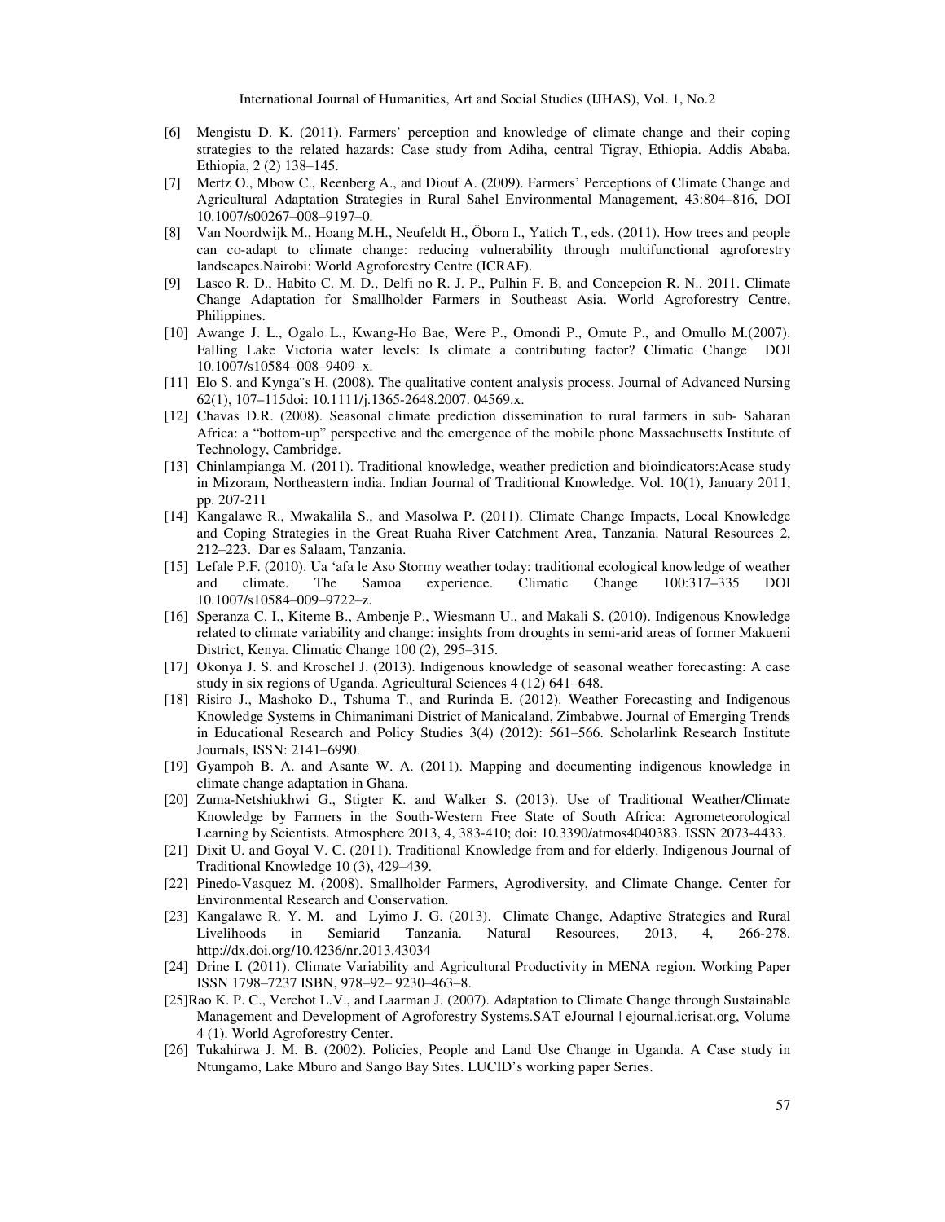[6] Mengistu D. K. (2011). Farmers' perception and knowledge of climate change and their coping strategies to the related hazards: Case study from Adiha, central Tigray, Ethiopia. Addis Ababa, Ethiopia, 2 (2) 138–145.

[7] Mertz O., Mbow C., Reenberg A., and Diouf A. (2009). Farmers' Perceptions of Climate Change and Agricultural Adaptation Strategies in Rural Sahel Environmental Management, 43:804–816, DOI 10.1007/s00267–008–9197–0.

[8] Van Noordwijk M., Hoang M.H., Neufeldt H., Öborn I., Yatich T., eds. (2011). How trees and people can co-adapt to climate change: reducing vulnerability through multifunctional agroforestry landscapes.Nairobi: World Agroforestry Centre (ICRAF).

[9] Lasco R. D., Habito C. M. D., Delfi no R. J. P., Pulhin F. B, and Concepcion R. N.. 2011. Climate Change Adaptation for Smallholder Farmers in Southeast Asia. World Agroforestry Centre, Philippines.

[10] Awange J. L., Ogalo L., Kwang-Ho Bae, Were P., Omondi P., Omute P., and Omullo M.(2007). Falling Lake Victoria water levels: Is climate a contributing factor? Climatic Change DOI 10.1007/s10584–008–9409–x.

[11] Elo S. and Kynga¨s H. (2008). The qualitative content analysis process. Journal of Advanced Nursing 62(1), 107–115doi: 10.1111/j.1365-2648.2007. 04569.x.

[12] Chavas D.R. (2008). Seasonal climate prediction dissemination to rural farmers in sub- Saharan Africa: a "bottom-up" perspective and the emergence of the mobile phone Massachusetts Institute of Technology, Cambridge.

[13] Chinlampianga M. (2011). Traditional knowledge, weather prediction and bioindicators:Acase study in Mizoram, Northeastern india. Indian Journal of Traditional Knowledge. Vol. 10(1), January 2011, pp. 207-211

[14] Kangalawe R., Mwakalila S., and Masolwa P. (2011). Climate Change Impacts, Local Knowledge and Coping Strategies in the Great Ruaha River Catchment Area, Tanzania. Natural Resources 2, 212–223. Dar es Salaam, Tanzania.

[15] Lefale P.F. (2010). Ua 'afa le Aso Stormy weather today: traditional ecological knowledge of weather and climate. The Samoa experience. Climatic Change 100:317–335 DOI 10.1007/s10584–009–9722–z.

[16] Speranza C. I., Kiteme B., Ambenje P., Wiesmann U., and Makali S. (2010). Indigenous Knowledge related to climate variability and change: insights from droughts in semi-arid areas of former Makueni District, Kenya. Climatic Change 100 (2), 295–315.

[17] Okonya J. S. and Kroschel J. (2013). Indigenous knowledge of seasonal weather forecasting: A case study in six regions of Uganda. Agricultural Sciences 4 (12) 641–648.

[18] Risiro J., Mashoko D., Tshuma T., and Rurinda E. (2012). Weather Forecasting and Indigenous Knowledge Systems in Chimanimani District of Manicaland, Zimbabwe. Journal of Emerging Trends in Educational Research and Policy Studies 3(4) (2012): 561–566. Scholarlink Research Institute Journals, ISSN: 2141–6990.

[19] Gyampoh B. A. and Asante W. A. (2011). Mapping and documenting indigenous knowledge in climate change adaptation in Ghana.

[20] Zuma-Netshiukhwi G., Stigter K. and Walker S. (2013). Use of Traditional Weather/Climate Knowledge by Farmers in the South-Western Free State of South Africa: Agrometeorological Learning by Scientists. Atmosphere 2013, 4, 383-410; doi: 10.3390/atmos4040383. ISSN 2073-4433.

[21] Dixit U. and Goyal V. C. (2011). Traditional Knowledge from and for elderly. Indigenous Journal of Traditional Knowledge 10 (3), 429–439.

[22] Pinedo-Vasquez M. (2008). Smallholder Farmers, Agrodiversity, and Climate Change. Center for Environmental Research and Conservation.

[23] Kangalawe R. Y. M. and Lyimo J. G. (2013). Climate Change, Adaptive Strategies and Rural Livelihoods in Semiarid Tanzania. Natural Resources, 2013, 4, 266-278. http://dx.doi.org/10.4236/nr.2013.43034

[24] Drine I. (2011). Climate Variability and Agricultural Productivity in MENA region. Working Paper ISSN 1798–7237 ISBN, 978–92– 9230–463–8.

[25]Rao K. P. C., Verchot L.V., and Laarman J. (2007). Adaptation to Climate Change through Sustainable Management and Development of Agroforestry Systems.SAT eJournal | ejournal.icrisat.org, Volume 4 (1). World Agroforestry Center.

[26] Tukahirwa J. M. B. (2002). Policies, People and Land Use Change in Uganda. A Case study in Ntungamo, Lake Mburo and Sango Bay Sites. LUCID's working paper Series.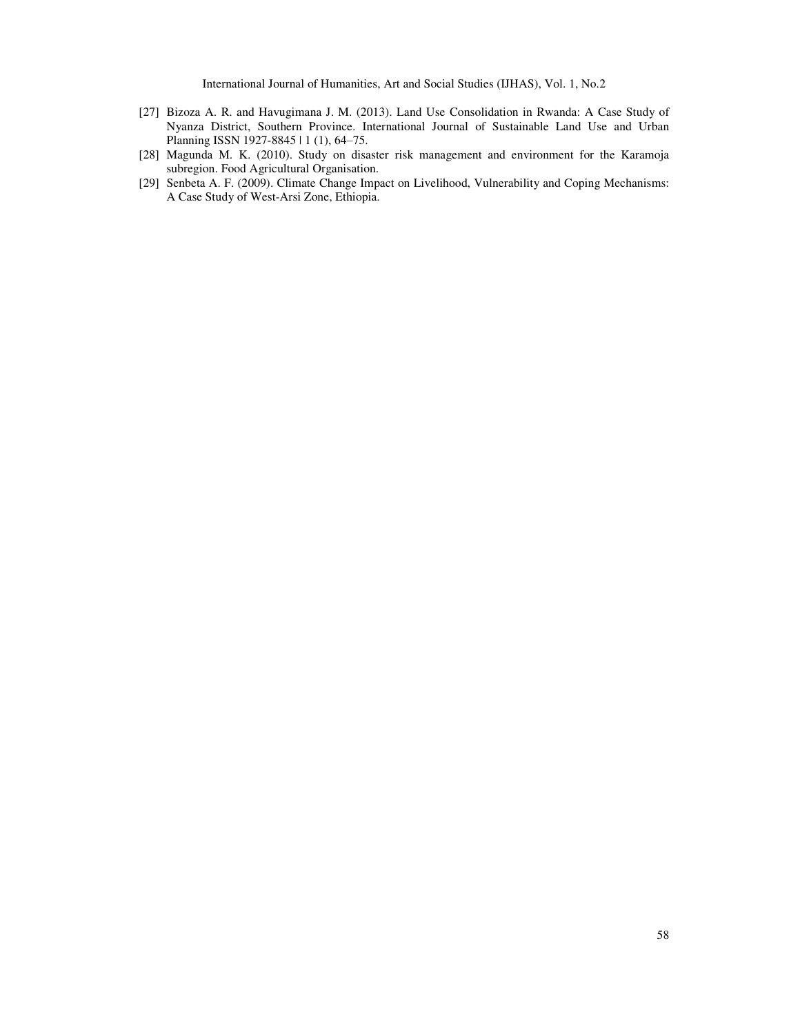[27] Bizoza A. R. and Havugimana J. M. (2013). Land Use Consolidation in Rwanda: A Case Study of Nyanza District, Southern Province. International Journal of Sustainable Land Use and Urban Planning ISSN 1927-8845 | 1 (1), 64–75.

[28] Magunda M. K. (2010). Study on disaster risk management and environment for the Karamoja subregion. Food Agricultural Organisation.

[29] Senbeta A. F. (2009). Climate Change Impact on Livelihood, Vulnerability and Coping Mechanisms: A Case Study of West-Arsi Zone, Ethiopia.